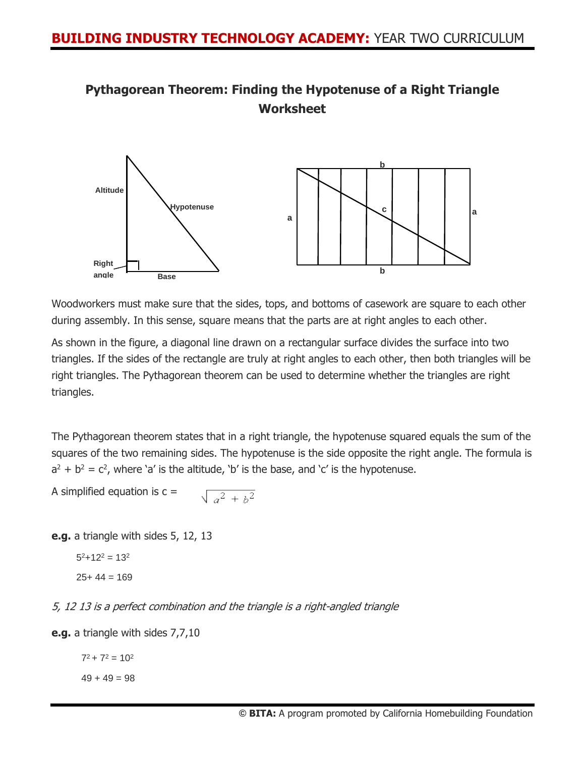# Pythagorean Theorem: Finding the Hypotenuse of a Right Triangle Worksheet

Altitude

Hypotenuse

Right angle

Base

b

a

c

a

b

Woodworkers must make sure that the sides, tops, and bottoms of casework are square to each other during assembly. In this sense, square means that the parts are at right angles to each other.

As shown in the figure, a diagonal line drawn on a rectangular surface divides the surface into two triangles. If the sides of the rectangle are truly at right angles to each other, then both triangles will be right triangles. The Pythagorean theorem can be used to determine whether the triangles are right triangles.

The Pythagorean theorem states that in a right triangle, the hypotenuse squared equals the sum of the squares of the two remaining sides. The hypotenuse is the side opposite the right angle. The formula is $a^2 + b^2 = c^2$, where 'a' is the altitude, 'b' is the base, and 'c' is the hypotenuse.

A simplified equation is $c = \sqrt{a^2 + b^2}$

**e.g.** a triangle with sides 5, 12, 13

$5^2+12^2 = 13^2$

$25+ 44 = 169$

*5, 12 13 is a perfect combination and the triangle is a right-angled triangle*

**e.g.** a triangle with sides 7,7,10

$7^2 + 7^2 = 10^2$

$49 + 49 = 98$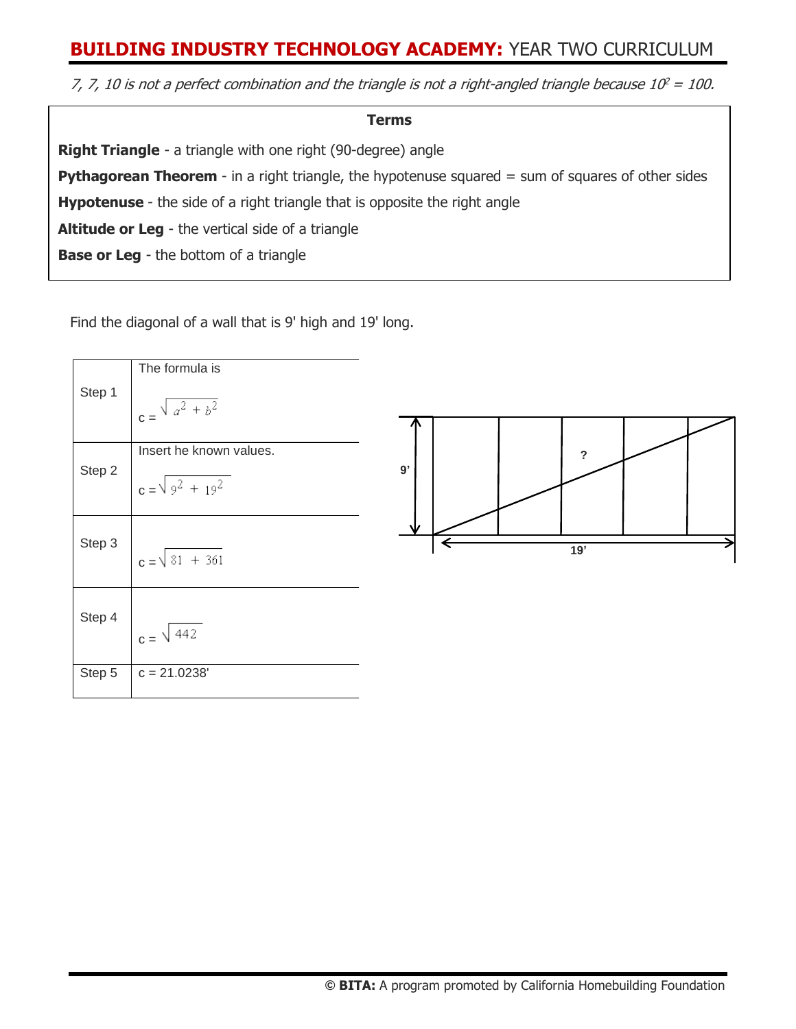*7, 7, 10 is not a perfect combination and the triangle is not a right-angled triangle because $10^2 = 100$.*

**Terms**

**Right Triangle** - a triangle with one right (90-degree) angle

**Pythagorean Theorem** - in a right triangle, the hypotenuse squared = sum of squares of other sides

**Hypotenuse** - the side of a right triangle that is opposite the right angle

**Altitude or Leg** - the vertical side of a triangle

**Base or Leg** - the bottom of a triangle

Find the diagonal of a wall that is 9' high and 19' long.

| | |
|---|---|
| Step 1 | The formula is $c = \sqrt{a^2 + b^2}$ |
| Step 2 | Insert he known values. $c = \sqrt{9^2 + 19^2}$ |
| Step 3 | $c = \sqrt{81 + 361}$ |
| Step 4 | $c = \sqrt{442}$ |
| Step 5 | c = 21.0238' |

9'

?

19'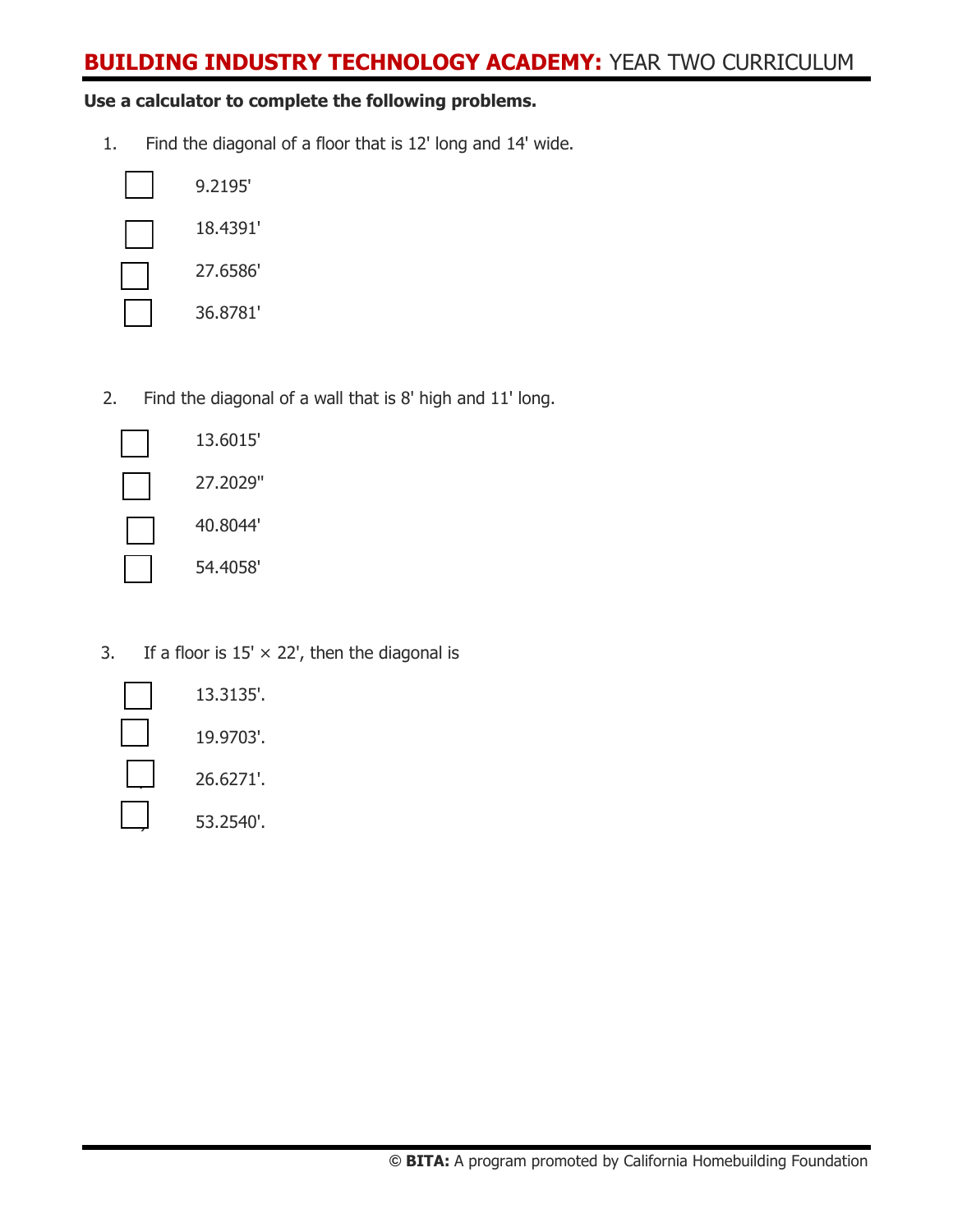**Use a calculator to complete the following problems.**

1. Find the diagonal of a floor that is 12' long and 14' wide.

   - [ ] 9.2195'
   - [ ] 18.4391'
   - [ ] 27.6586'
   - [ ] 36.8781'

2. Find the diagonal of a wall that is 8' high and 11' long.

   - [ ] 13.6015'
   - [ ] 27.2029"
   - [ ] 40.8044'
   - [ ] 54.4058'

3. If a floor is 15' × 22', then the diagonal is

   - [ ] 13.3135'.
   - [ ] 19.9703'.
   - [ ] 26.6271'.
   - [ ] 53.2540'.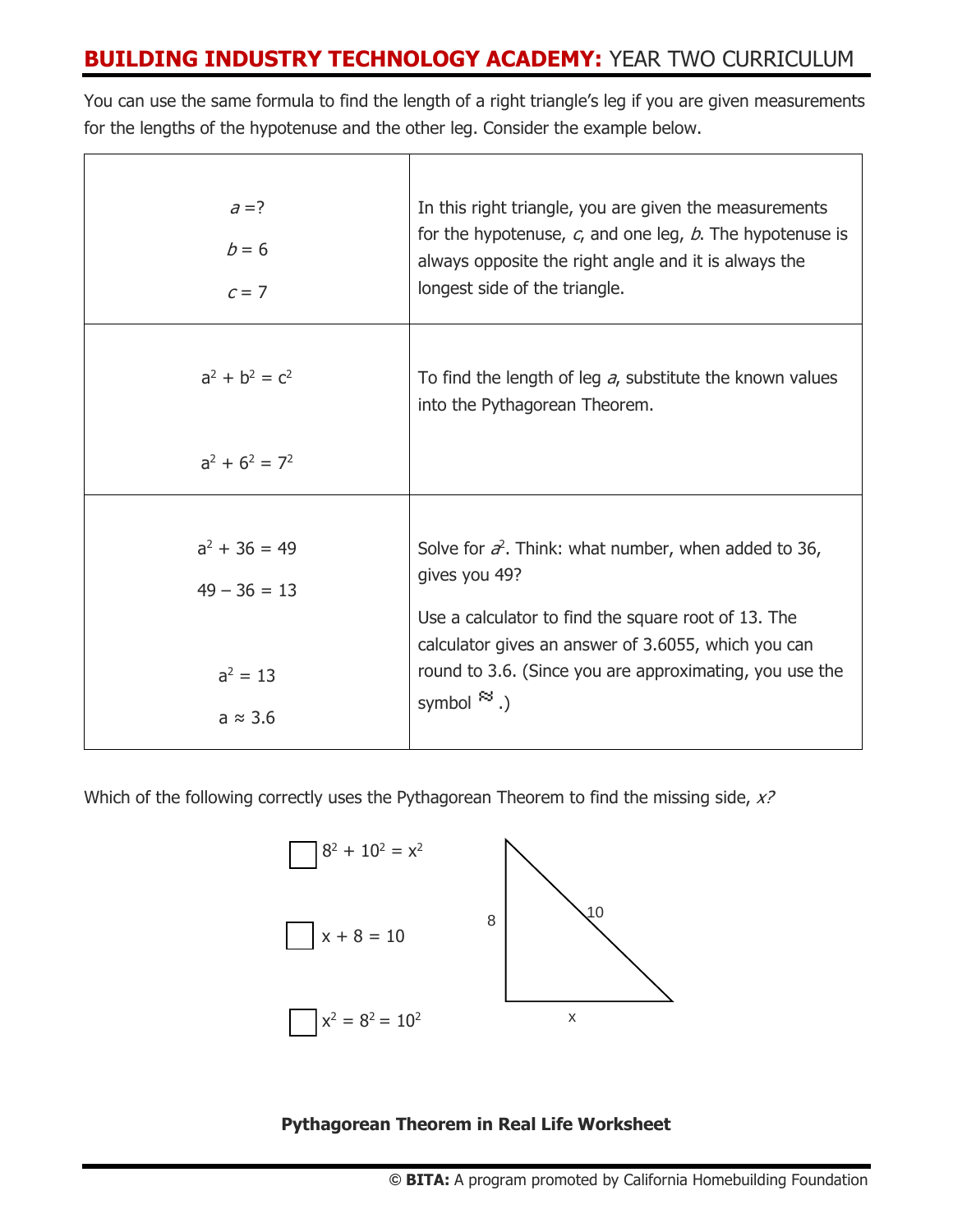You can use the same formula to find the length of a right triangle's leg if you are given measurements for the lengths of the hypotenuse and the other leg. Consider the example below.

| | |
|---|---|
| $a$ =?<br><br>$b$ = 6<br><br>$c$ = 7 | In this right triangle, you are given the measurements for the hypotenuse, *c*, and one leg, *b*. The hypotenuse is always opposite the right angle and it is always the longest side of the triangle. |
| $a^2 + b^2 = c^2$<br><br>$a^2 + 6^2 = 7^2$ | To find the length of leg *a*, substitute the known values into the Pythagorean Theorem. |
| $a^2 + 36 = 49$<br><br>$49 - 36 = 13$<br><br>$a^2 = 13$<br><br>$a \approx 3.6$ | Solve for $a^2$. Think: what number, when added to 36, gives you 49?<br><br>Use a calculator to find the square root of 13. The calculator gives an answer of 3.6055, which you can round to 3.6. (Since you are approximating, you use the symbol ≈.) |

Which of the following correctly uses the Pythagorean Theorem to find the missing side, *x?*

- [ ] $8^2 + 10^2 = x^2$
- [ ] $x + 8 = 10$
- [ ] $x^2 = 8^2 = 10^2$

8

10

x

**Pythagorean Theorem in Real Life Worksheet**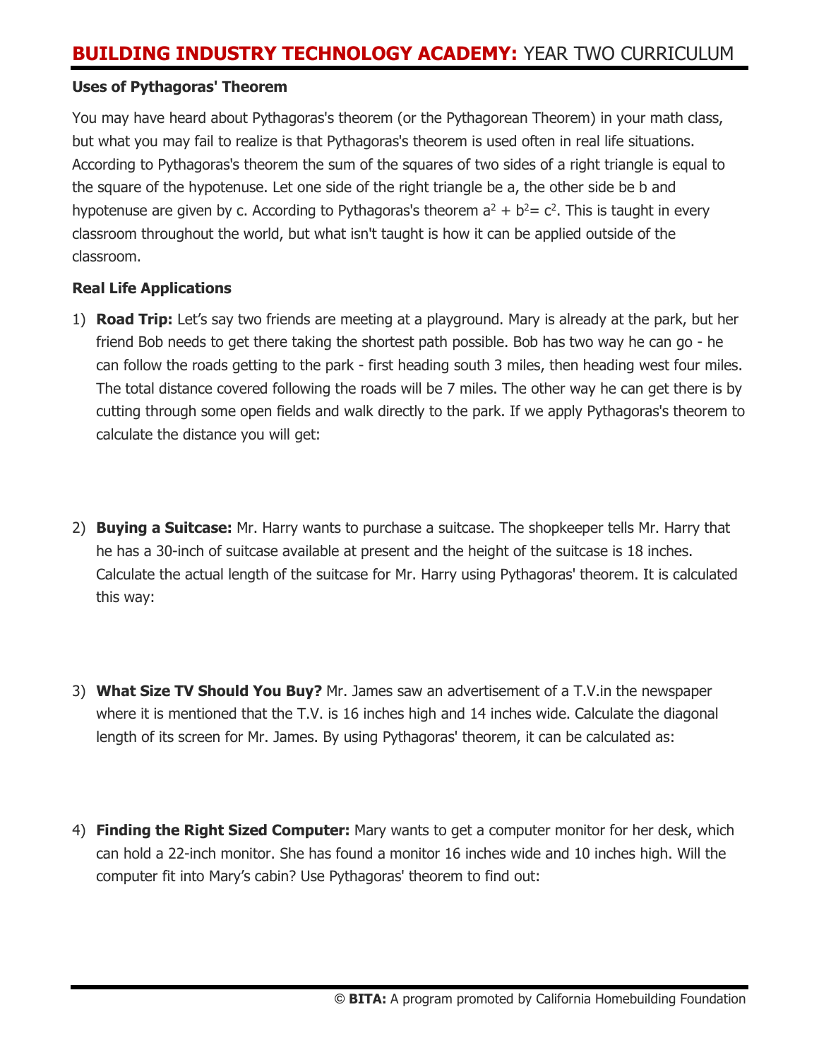**Uses of Pythagoras' Theorem**

You may have heard about Pythagoras's theorem (or the Pythagorean Theorem) in your math class, but what you may fail to realize is that Pythagoras's theorem is used often in real life situations. According to Pythagoras's theorem the sum of the squares of two sides of a right triangle is equal to the square of the hypotenuse. Let one side of the right triangle be a, the other side be b and hypotenuse are given by c. According to Pythagoras's theorem $a^2 + b^2 = c^2$. This is taught in every classroom throughout the world, but what isn't taught is how it can be applied outside of the classroom.

**Real Life Applications**

1) **Road Trip:** Let's say two friends are meeting at a playground. Mary is already at the park, but her friend Bob needs to get there taking the shortest path possible. Bob has two way he can go - he can follow the roads getting to the park - first heading south 3 miles, then heading west four miles. The total distance covered following the roads will be 7 miles. The other way he can get there is by cutting through some open fields and walk directly to the park. If we apply Pythagoras's theorem to calculate the distance you will get:

2) **Buying a Suitcase:** Mr. Harry wants to purchase a suitcase. The shopkeeper tells Mr. Harry that he has a 30-inch of suitcase available at present and the height of the suitcase is 18 inches. Calculate the actual length of the suitcase for Mr. Harry using Pythagoras' theorem. It is calculated this way:

3) **What Size TV Should You Buy?** Mr. James saw an advertisement of a T.V.in the newspaper where it is mentioned that the T.V. is 16 inches high and 14 inches wide. Calculate the diagonal length of its screen for Mr. James. By using Pythagoras' theorem, it can be calculated as:

4) **Finding the Right Sized Computer:** Mary wants to get a computer monitor for her desk, which can hold a 22-inch monitor. She has found a monitor 16 inches wide and 10 inches high. Will the computer fit into Mary's cabin? Use Pythagoras' theorem to find out: